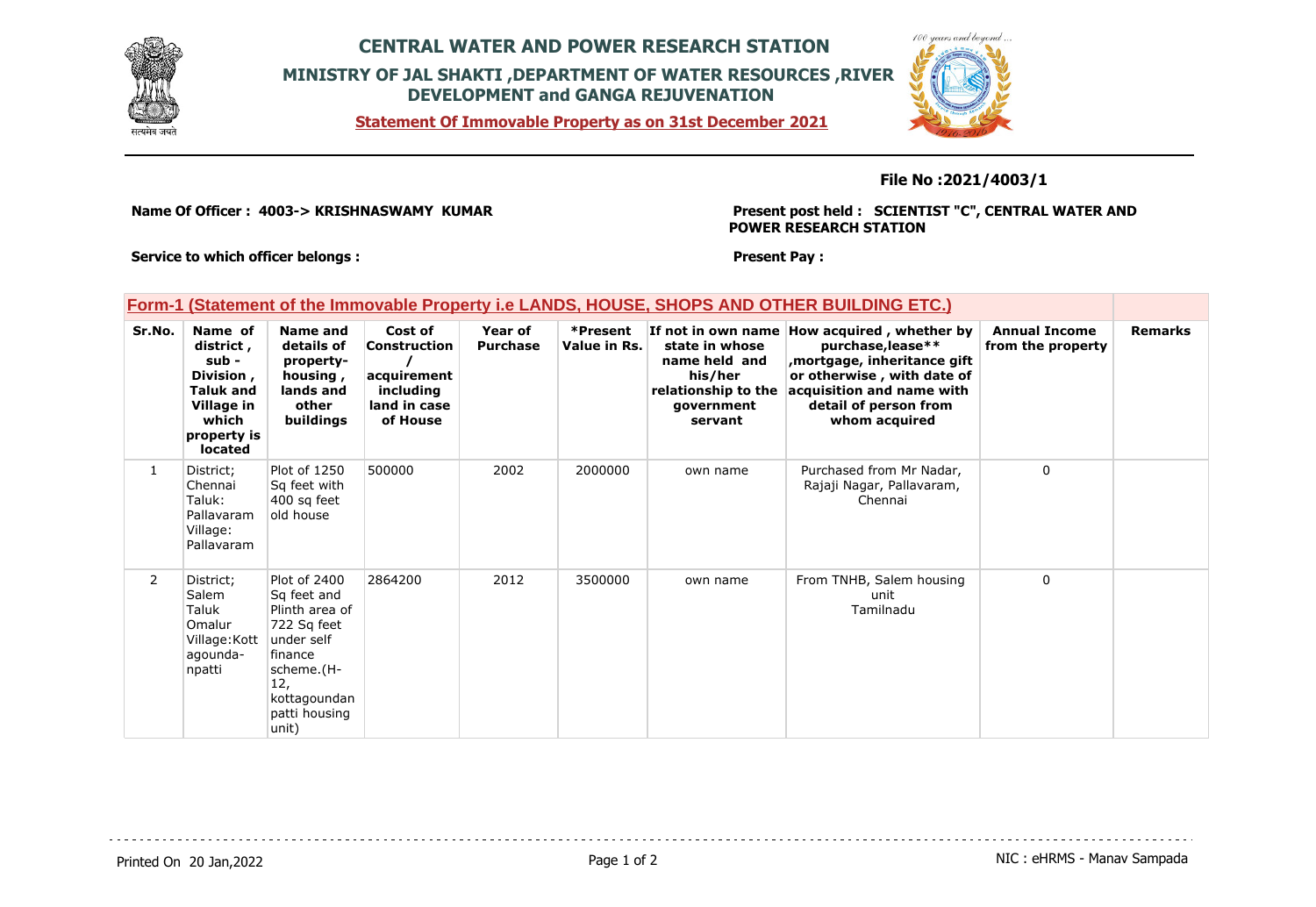# CENTRAL WATER AND POWER RESEARCH STATION

## MINISTRY OF JAL SHAKTI ,DEPARTMENT OF WATER RESOURCES ,RIVER DEVELOPMENT and GANGA REJUVENATION

**Statement Of Immovable Property as on 31st December 2021**

**File No :2021/4003/1**

**Name Of Officer : 4003-> KRISHNASWAMY KUMAR**

**Present post held : SCIENTIST "C", CENTRAL WATER AND POWER RESEARCH STATION**

**Service to which officer belongs :**

**Present Pay :**

## Form-1 (Statement of the Immovable Property i.e LANDS, HOUSE, SHOPS AND OTHER BUILDING ETC.)

| Sr.No. | Name of district , sub - Division , Taluk and Village in which property is located | Name and details of property- housing , lands and other buildings | Cost of Construction / acquirement including land in case of House | Year of Purchase | *Present Value in Rs. | If not in own name state in whose name held and his/her relationship to the government servant | How acquired , whether by purchase,lease** ,mortgage, inheritance gift or otherwise , with date of acquisition and name with detail of person from whom acquired | Annual Income from the property | Remarks |
|---|---|---|---|---|---|---|---|---|---|
| 1 | District; Chennai Taluk: Pallavaram Village: Pallavaram | Plot of 1250 Sq feet with 400 sq feet old house | 500000 | 2002 | 2000000 | own name | Purchased from Mr Nadar, Rajaji Nagar, Pallavaram, Chennai | 0 | |
| 2 | District; Salem Taluk Omalur Village:Kottagounda-npatti | Plot of 2400 Sq feet and Plinth area of 722 Sq feet under self finance scheme.(H-12, kottagoundanpatti housing unit) | 2864200 | 2012 | 3500000 | own name | From TNHB, Salem housing unit Tamilnadu | 0 | |

Printed On 20 Jan,2022

NIC : eHRMS - Manav Sampada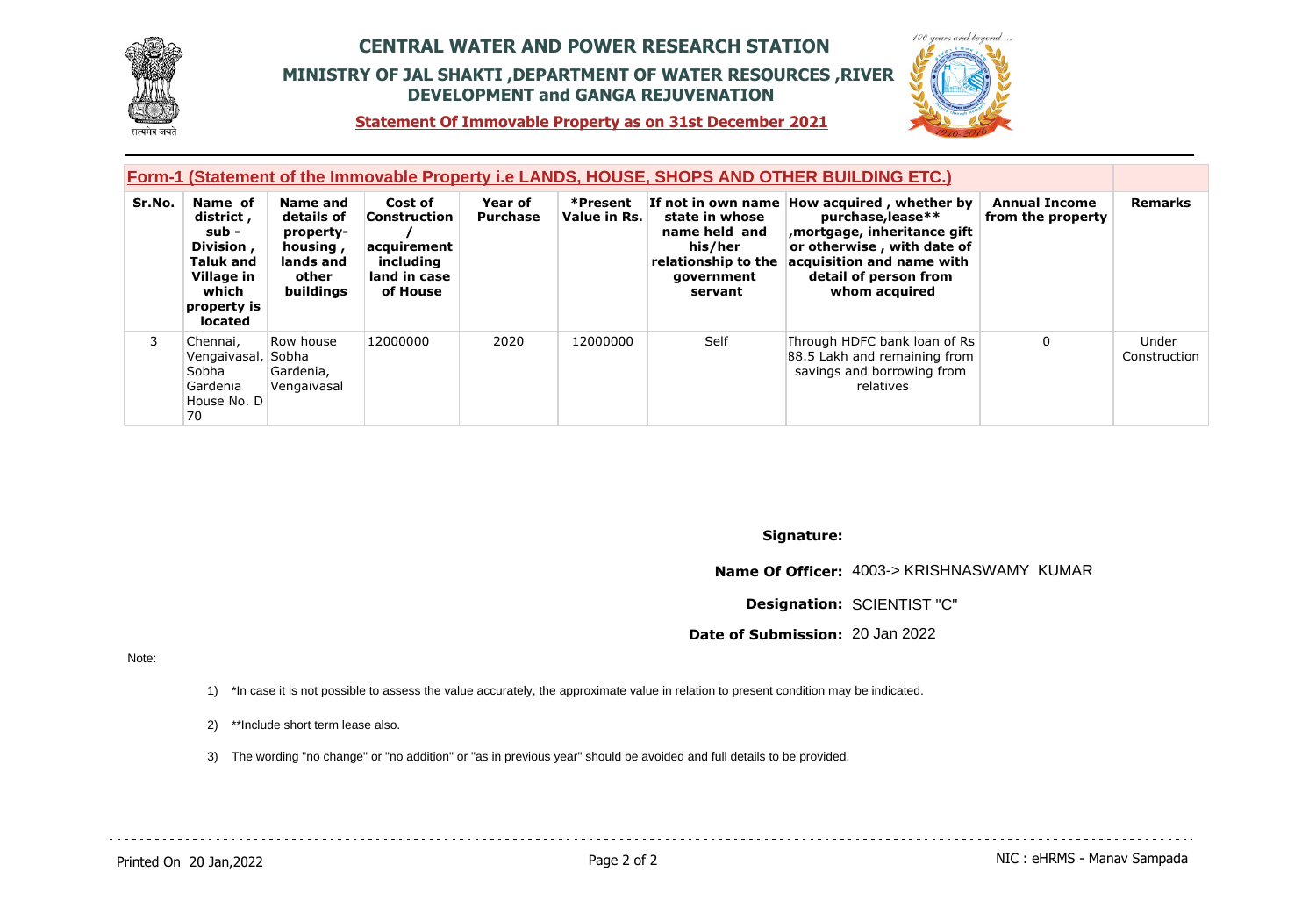# CENTRAL WATER AND POWER RESEARCH STATION

## MINISTRY OF JAL SHAKTI ,DEPARTMENT OF WATER RESOURCES ,RIVER DEVELOPMENT and GANGA REJUVENATION

**Statement Of Immovable Property as on 31st December 2021**

### Form-1 (Statement of the Immovable Property i.e LANDS, HOUSE, SHOPS AND OTHER BUILDING ETC.)

| Sr.No. | Name of district , sub - Division , Taluk and Village in which property is located | Name and details of property- housing , lands and other buildings | Cost of Construction / acquirement including land in case of House | Year of Purchase | *Present Value in Rs. | If not in own name state in whose name held and his/her relationship to the government servant | How acquired , whether by purchase,lease** ,mortgage, inheritance gift or otherwise , with date of acquisition and name with detail of person from whom acquired | Annual Income from the property | Remarks |
|---|---|---|---|---|---|---|---|---|---|
| 3 | Chennai, Vengaivasal, Sobha Gardenia House No. D 70 | Row house Sobha Gardenia, Vengaivasal | 12000000 | 2020 | 12000000 | Self | Through HDFC bank loan of Rs 88.5 Lakh and remaining from savings and borrowing from relatives | 0 | Under Construction |

**Signature:**

**Name Of Officer:** 4003-> KRISHNASWAMY KUMAR

**Designation:** SCIENTIST "C"

**Date of Submission:** 20 Jan 2022

Note:

1) *In case it is not possible to assess the value accurately, the approximate value in relation to present condition may be indicated.

2) **Include short term lease also.

3) The wording "no change" or "no addition" or "as in previous year" should be avoided and full details to be provided.